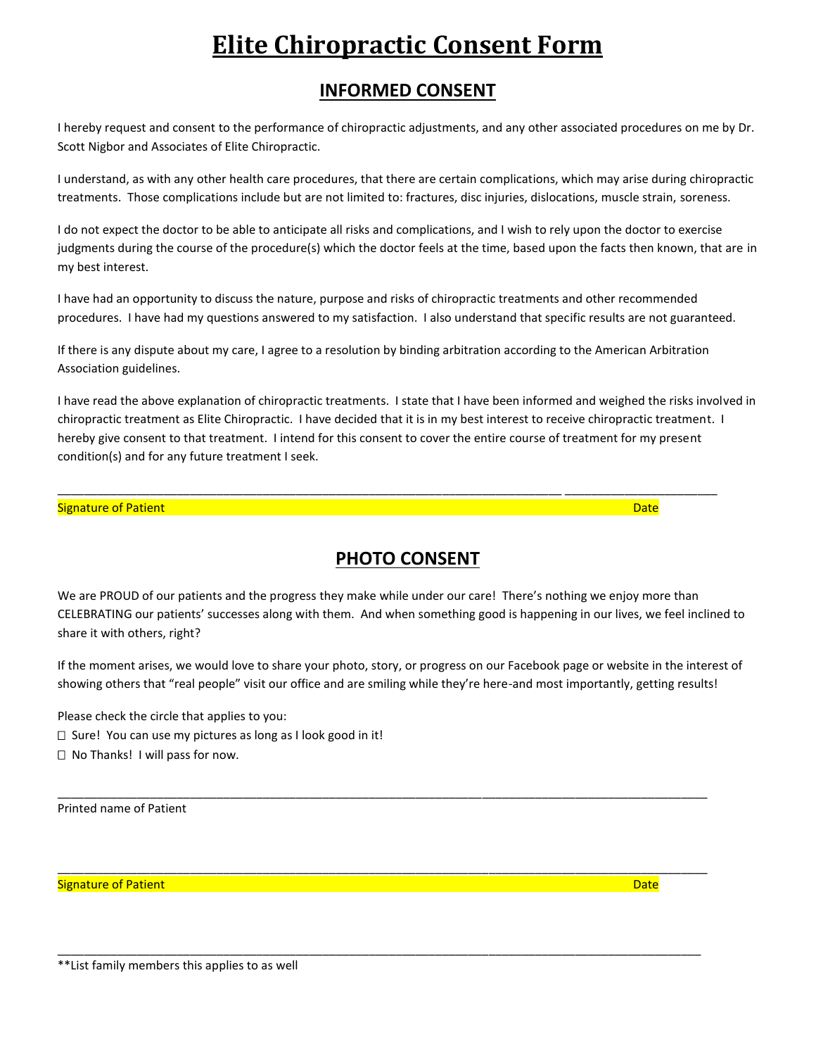# Elite Chiropractic Consent Form

## INFORMED CONSENT

I hereby request and consent to the performance of chiropractic adjustments, and any other associated procedures on me by Dr. Scott Nigbor and Associates of Elite Chiropractic.

I understand, as with any other health care procedures, that there are certain complications, which may arise during chiropractic treatments. Those complications include but are not limited to: fractures, disc injuries, dislocations, muscle strain, soreness.

I do not expect the doctor to be able to anticipate all risks and complications, and I wish to rely upon the doctor to exercise judgments during the course of the procedure(s) which the doctor feels at the time, based upon the facts then known, that are in my best interest.

I have had an opportunity to discuss the nature, purpose and risks of chiropractic treatments and other recommended procedures. I have had my questions answered to my satisfaction. I also understand that specific results are not guaranteed.

If there is any dispute about my care, I agree to a resolution by binding arbitration according to the American Arbitration Association guidelines.

I have read the above explanation of chiropractic treatments. I state that I have been informed and weighed the risks involved in chiropractic treatment as Elite Chiropractic. I have decided that it is in my best interest to receive chiropractic treatment. I hereby give consent to that treatment. I intend for this consent to cover the entire course of treatment for my present condition(s) and for any future treatment I seek.

\_\_\_\_\_\_\_\_\_\_\_\_\_\_\_\_\_\_\_\_\_\_\_\_\_\_\_\_\_\_\_\_\_\_\_\_\_\_\_\_\_\_\_\_\_\_\_\_\_\_\_\_\_\_\_\_\_\_\_\_\_\_\_\_ \_\_\_\_\_\_\_\_\_\_\_\_\_\_\_\_\_\_\_\_

Signature of Patient Date

## PHOTO CONSENT

We are PROUD of our patients and the progress they make while under our care! There's nothing we enjoy more than CELEBRATING our patients' successes along with them. And when something good is happening in our lives, we feel inclined to share it with others, right?

If the moment arises, we would love to share your photo, story, or progress on our Facebook page or website in the interest of showing others that "real people" visit our office and are smiling while they're here-and most importantly, getting results!

Please check the circle that applies to you:

☐ Sure! You can use my pictures as long as I look good in it!

☐ No Thanks! I will pass for now.

\_\_\_\_\_\_\_\_\_\_\_\_\_\_\_\_\_\_\_\_\_\_\_\_\_\_\_\_\_\_\_\_\_\_\_\_\_\_\_\_\_\_\_\_\_\_\_\_\_\_\_\_\_\_\_\_\_\_\_\_\_\_\_\_\_\_\_\_\_\_\_\_\_\_\_\_\_\_\_\_\_\_\_\_

Printed name of Patient

\_\_\_\_\_\_\_\_\_\_\_\_\_\_\_\_\_\_\_\_\_\_\_\_\_\_\_\_\_\_\_\_\_\_\_\_\_\_\_\_\_\_\_\_\_\_\_\_\_\_\_\_\_\_\_\_\_\_\_\_\_\_\_\_\_\_\_\_\_\_\_\_\_\_\_\_\_\_\_\_\_\_\_\_

Signature of Patient Date

\_\_\_\_\_\_\_\_\_\_\_\_\_\_\_\_\_\_\_\_\_\_\_\_\_\_\_\_\_\_\_\_\_\_\_\_\_\_\_\_\_\_\_\_\_\_\_\_\_\_\_\_\_\_\_\_\_\_\_\_\_\_\_\_\_\_\_\_\_\_\_\_\_\_\_\_\_\_\_\_\_\_\_\_

**List family members this applies to as well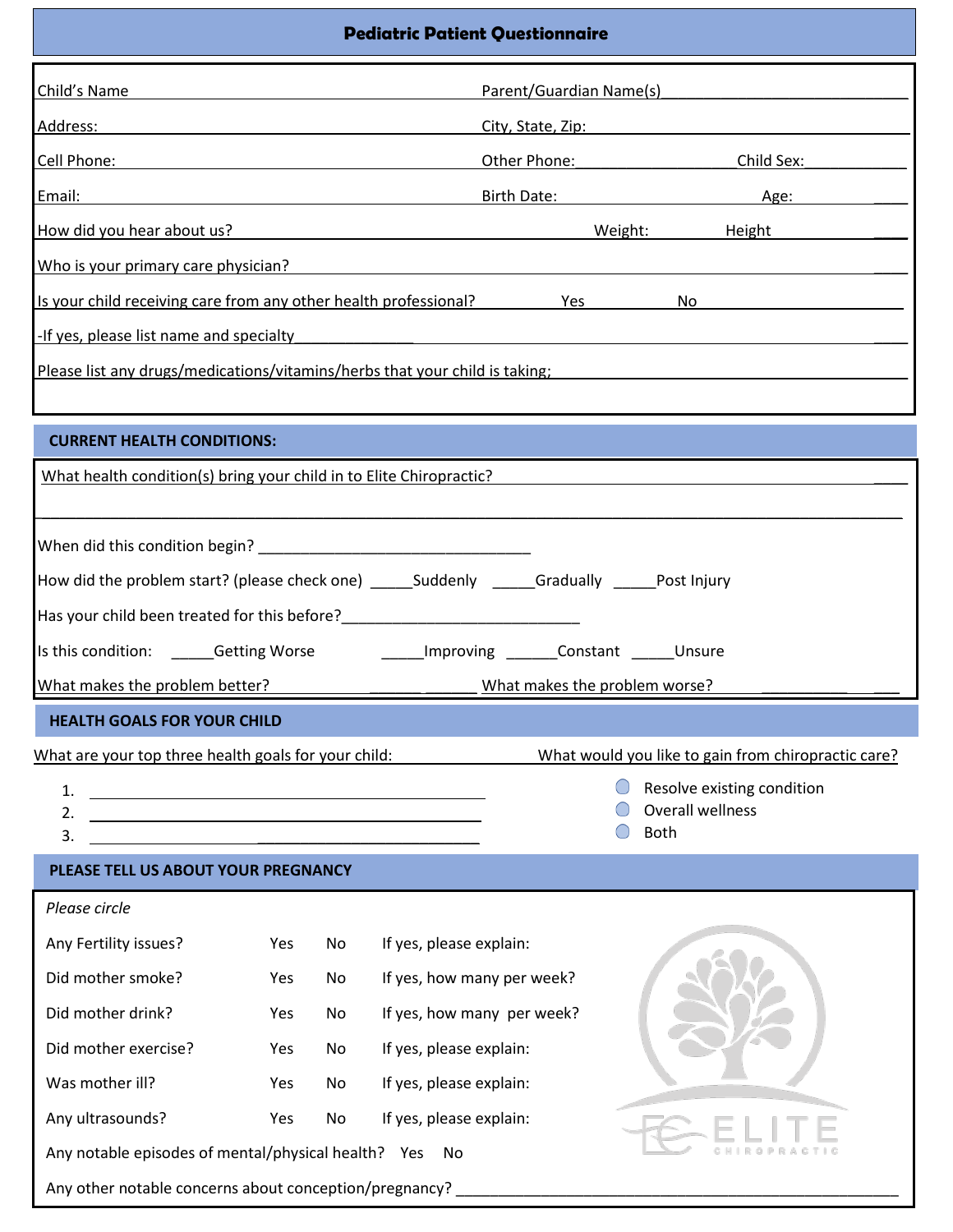# Pediatric Patient Questionnaire

Child's Name ______________________ Parent/Guardian Name(s) ______________________

Address: ______________________ City, State, Zip: ______________________

Cell Phone: ______________________ Other Phone: ______________ Child Sex: ____________

Email: ______________________ Birth Date: ______________ Age: ____________

How did you hear about us? ______________________ Weight: ____________ Height ____________

Who is your primary care physician? ______________________

Is your child receiving care from any other health professional? Yes No

-If yes, please list name and specialty ______________________

Please list any drugs/medications/vitamins/herbs that your child is taking; ______________________

## CURRENT HEALTH CONDITIONS:

What health condition(s) bring your child in to Elite Chiropractic? ______________________

______________________

When did this condition begin? ________________________________

How did the problem start? (please check one) _____Suddenly _____Gradually _____Post Injury

Has your child been treated for this before?____________________________

Is this condition: _____Getting Worse _____Improving ______Constant _____Unsure

What makes the problem better? ______________ What makes the problem worse? ______________

## HEALTH GOALS FOR YOUR CHILD

What are your top three health goals for your child:

1. ______________________
2. ______________________
3. ______________________

What would you like to gain from chiropractic care?

- ○ Resolve existing condition
- ○ Overall wellness
- ○ Both

## PLEASE TELL US ABOUT YOUR PREGNANCY

*Please circle*

| | | | |
|---|---|---|---|
| Any Fertility issues? | Yes | No | If yes, please explain: |
| Did mother smoke? | Yes | No | If yes, how many per week? |
| Did mother drink? | Yes | No | If yes, how many per week? |
| Did mother exercise? | Yes | No | If yes, please explain: |
| Was mother ill? | Yes | No | If yes, please explain: |
| Any ultrasounds? | Yes | No | If yes, please explain: |

Any notable episodes of mental/physical health? Yes No

Any other notable concerns about conception/pregnancy? ______________________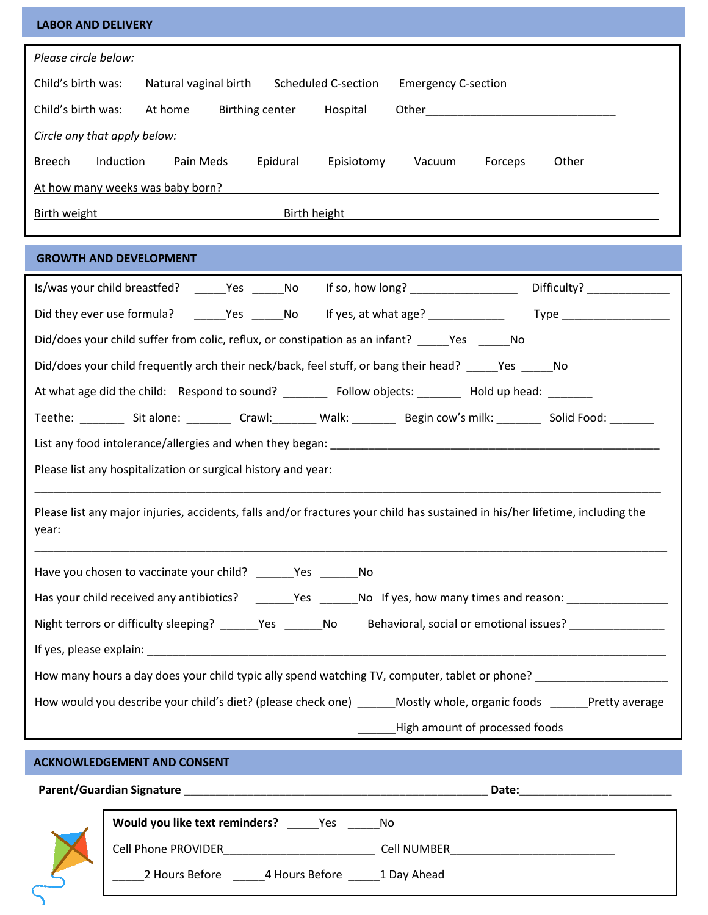## LABOR AND DELIVERY

*Please circle below:*

Child's birth was: Natural vaginal birth Scheduled C-section Emergency C-section

Child's birth was: At home Birthing center Hospital Other_______________________________

*Circle any that apply below:*

Breech Induction Pain Meds Epidural Episiotomy Vacuum Forceps Other

At how many weeks was baby born? ________________________________________________

Birth weight ______________________ Birth height ______________________

## GROWTH AND DEVELOPMENT

Is/was your child breastfed? _____Yes _____No If so, how long? ________________ Difficulty? _____________

Did they ever use formula? _____Yes _____No If yes, at what age? ____________ Type _________________

Did/does your child suffer from colic, reflux, or constipation as an infant? _____Yes _____No

Did/does your child frequently arch their neck/back, feel stuff, or bang their head? _____Yes _____No

At what age did the child: Respond to sound? _______ Follow objects: _______ Hold up head: _______

Teethe: _______ Sit alone: _______ Crawl:_______ Walk: _______ Begin cow's milk: _______ Solid Food: _______

List any food intolerance/allergies and when they began: ____________________________________________________

Please list any hospitalization or surgical history and year:

_____________________________________________________________________________________________

Please list any major injuries, accidents, falls and/or fractures your child has sustained in his/her lifetime, including the year:

_____________________________________________________________________________________________

Have you chosen to vaccinate your child? ______Yes ______No

Has your child received any antibiotics? ______Yes ______No If yes, how many times and reason: _______________

Night terrors or difficulty sleeping? ______Yes ______No Behavioral, social or emotional issues? _______________

If yes, please explain: _________________________________________________________________________________

How many hours a day does your child typic ally spend watching TV, computer, tablet or phone? _____________________

How would you describe your child's diet? (please check one) ______Mostly whole, organic foods ______Pretty average

______High amount of processed foods

## ACKNOWLEDGEMENT AND CONSENT

**Parent/Guardian Signature __________________________________________________ Date:________________________**

**Would you like text reminders?** _____Yes _____No

Cell Phone PROVIDER________________________ Cell NUMBER__________________________

_____2 Hours Before _____4 Hours Before _____1 Day Ahead